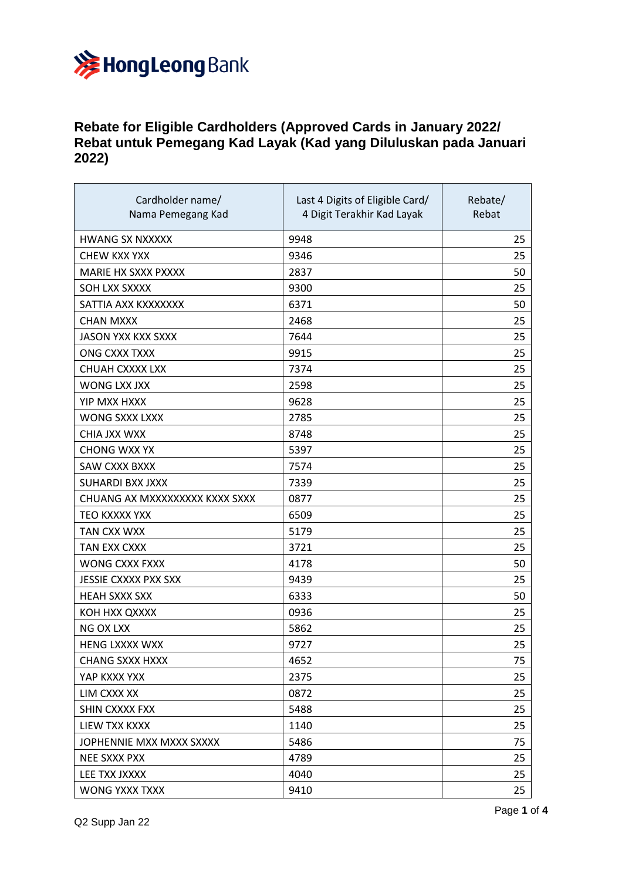# Rebate for Eligible Cardholders (Approved Cards in January 2022/ Rebat untuk Pemegang Kad Layak (Kad yang Diluluskan pada Januari 2022)

| Cardholder name/ Nama Pemegang Kad | Last 4 Digits of Eligible Card/ 4 Digit Terakhir Kad Layak | Rebate/ Rebat |
|---|---|---|
| HWANG SX NXXXXX | 9948 | 25 |
| CHEW KXX YXX | 9346 | 25 |
| MARIE HX SXXX PXXXX | 2837 | 50 |
| SOH LXX SXXXX | 9300 | 25 |
| SATTIA AXX KXXXXXXX | 6371 | 50 |
| CHAN MXXX | 2468 | 25 |
| JASON YXX KXX SXXX | 7644 | 25 |
| ONG CXXX TXXX | 9915 | 25 |
| CHUAH CXXXX LXX | 7374 | 25 |
| WONG LXX JXX | 2598 | 25 |
| YIP MXX HXXX | 9628 | 25 |
| WONG SXXX LXXX | 2785 | 25 |
| CHIA JXX WXX | 8748 | 25 |
| CHONG WXX YX | 5397 | 25 |
| SAW CXXX BXXX | 7574 | 25 |
| SUHARDI BXX JXXX | 7339 | 25 |
| CHUANG AX MXXXXXXXXX KXXX SXXX | 0877 | 25 |
| TEO KXXXX YXX | 6509 | 25 |
| TAN CXX WXX | 5179 | 25 |
| TAN EXX CXXX | 3721 | 25 |
| WONG CXXX FXXX | 4178 | 50 |
| JESSIE CXXXX PXX SXX | 9439 | 25 |
| HEAH SXXX SXX | 6333 | 50 |
| KOH HXX QXXXX | 0936 | 25 |
| NG OX LXX | 5862 | 25 |
| HENG LXXXX WXX | 9727 | 25 |
| CHANG SXXX HXXX | 4652 | 75 |
| YAP KXXX YXX | 2375 | 25 |
| LIM CXXX XX | 0872 | 25 |
| SHIN CXXXX FXX | 5488 | 25 |
| LIEW TXX KXXX | 1140 | 25 |
| JOPHENNIE MXX MXXX SXXXX | 5486 | 75 |
| NEE SXXX PXX | 4789 | 25 |
| LEE TXX JXXXX | 4040 | 25 |
| WONG YXXX TXXX | 9410 | 25 |

Q2 Supp Jan 22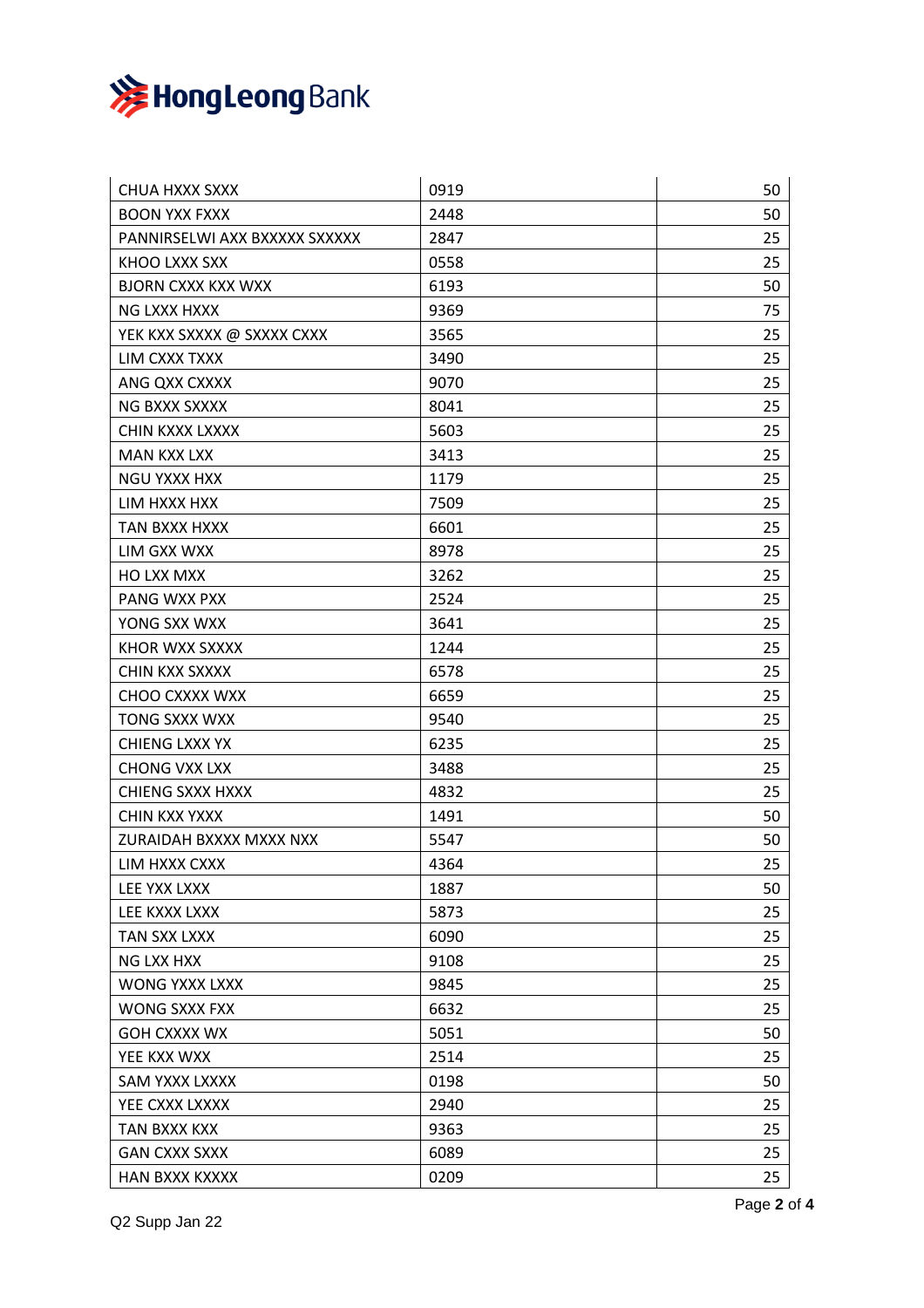| | | |
|---|---|---|
| CHUA HXXX SXXX | 0919 | 50 |
| BOON YXX FXXX | 2448 | 50 |
| PANNIRSELWI AXX BXXXXX SXXXXX | 2847 | 25 |
| KHOO LXXX SXX | 0558 | 25 |
| BJORN CXXX KXX WXX | 6193 | 50 |
| NG LXXX HXXX | 9369 | 75 |
| YEK KXX SXXXX @ SXXXX CXXX | 3565 | 25 |
| LIM CXXX TXXX | 3490 | 25 |
| ANG QXX CXXXX | 9070 | 25 |
| NG BXXX SXXXX | 8041 | 25 |
| CHIN KXXX LXXXX | 5603 | 25 |
| MAN KXX LXX | 3413 | 25 |
| NGU YXXX HXX | 1179 | 25 |
| LIM HXXX HXX | 7509 | 25 |
| TAN BXXX HXXX | 6601 | 25 |
| LIM GXX WXX | 8978 | 25 |
| HO LXX MXX | 3262 | 25 |
| PANG WXX PXX | 2524 | 25 |
| YONG SXX WXX | 3641 | 25 |
| KHOR WXX SXXXX | 1244 | 25 |
| CHIN KXX SXXXX | 6578 | 25 |
| CHOO CXXXX WXX | 6659 | 25 |
| TONG SXXX WXX | 9540 | 25 |
| CHIENG LXXX YX | 6235 | 25 |
| CHONG VXX LXX | 3488 | 25 |
| CHIENG SXXX HXXX | 4832 | 25 |
| CHIN KXX YXXX | 1491 | 50 |
| ZURAIDAH BXXXX MXXX NXX | 5547 | 50 |
| LIM HXXX CXXX | 4364 | 25 |
| LEE YXX LXXX | 1887 | 50 |
| LEE KXXX LXXX | 5873 | 25 |
| TAN SXX LXXX | 6090 | 25 |
| NG LXX HXX | 9108 | 25 |
| WONG YXXX LXXX | 9845 | 25 |
| WONG SXXX FXX | 6632 | 25 |
| GOH CXXXX WX | 5051 | 50 |
| YEE KXX WXX | 2514 | 25 |
| SAM YXXX LXXXX | 0198 | 50 |
| YEE CXXX LXXXX | 2940 | 25 |
| TAN BXXX KXX | 9363 | 25 |
| GAN CXXX SXXX | 6089 | 25 |
| HAN BXXX KXXXX | 0209 | 25 |

Q2 Supp Jan 22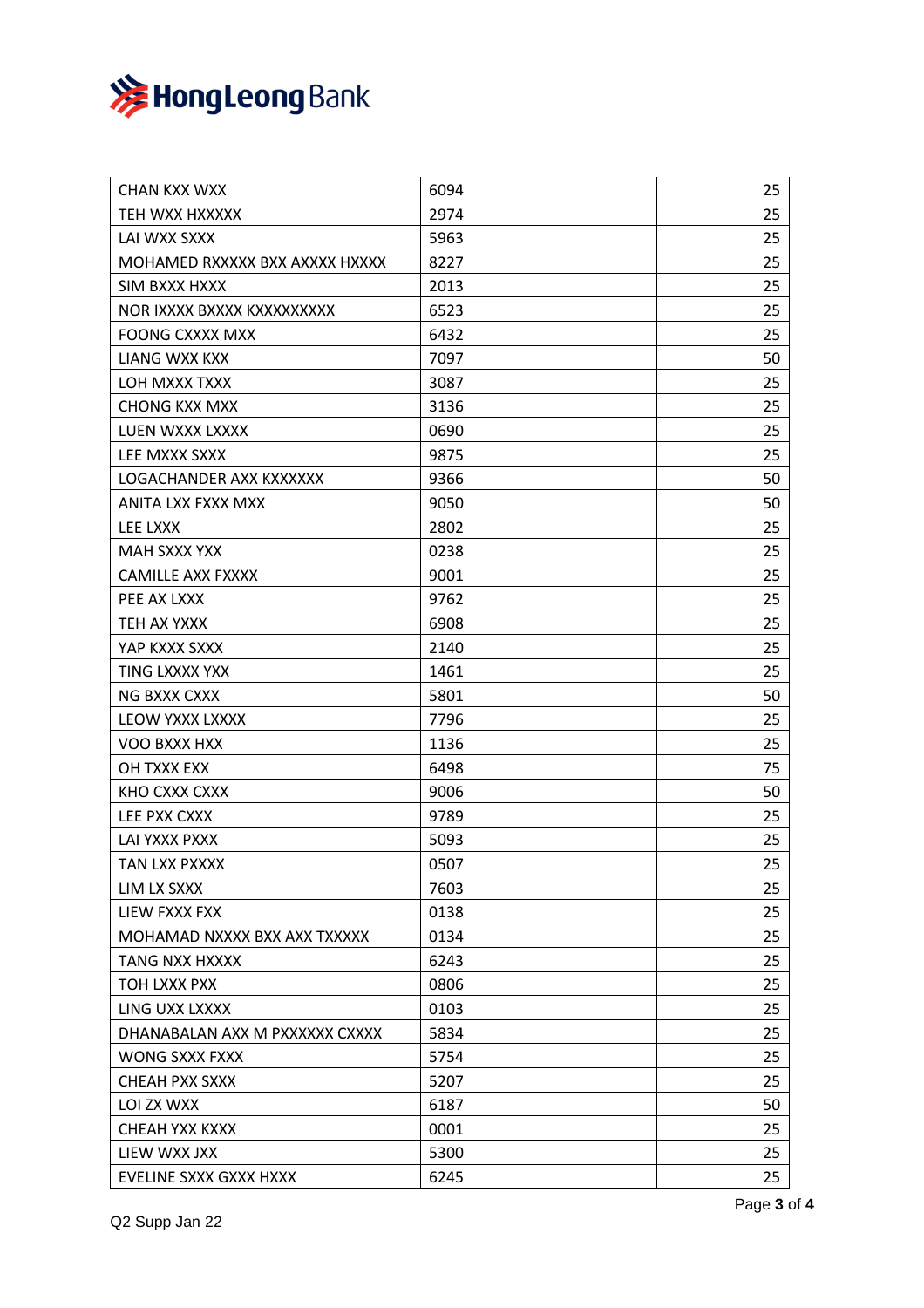| | | |
|---|---|---|
| CHAN KXX WXX | 6094 | 25 |
| TEH WXX HXXXXX | 2974 | 25 |
| LAI WXX SXXX | 5963 | 25 |
| MOHAMED RXXXXX BXX AXXXX HXXXX | 8227 | 25 |
| SIM BXXX HXXX | 2013 | 25 |
| NOR IXXXX BXXXX KXXXXXXXXX | 6523 | 25 |
| FOONG CXXXX MXX | 6432 | 25 |
| LIANG WXX KXX | 7097 | 50 |
| LOH MXXX TXXX | 3087 | 25 |
| CHONG KXX MXX | 3136 | 25 |
| LUEN WXXX LXXXX | 0690 | 25 |
| LEE MXXX SXXX | 9875 | 25 |
| LOGACHANDER AXX KXXXXXX | 9366 | 50 |
| ANITA LXX FXXX MXX | 9050 | 50 |
| LEE LXXX | 2802 | 25 |
| MAH SXXX YXX | 0238 | 25 |
| CAMILLE AXX FXXXX | 9001 | 25 |
| PEE AX LXXX | 9762 | 25 |
| TEH AX YXXX | 6908 | 25 |
| YAP KXXX SXXX | 2140 | 25 |
| TING LXXXX YXX | 1461 | 25 |
| NG BXXX CXXX | 5801 | 50 |
| LEOW YXXX LXXXX | 7796 | 25 |
| VOO BXXX HXX | 1136 | 25 |
| OH TXXX EXX | 6498 | 75 |
| KHO CXXX CXXX | 9006 | 50 |
| LEE PXX CXXX | 9789 | 25 |
| LAI YXXX PXXX | 5093 | 25 |
| TAN LXX PXXXX | 0507 | 25 |
| LIM LX SXXX | 7603 | 25 |
| LIEW FXXX FXX | 0138 | 25 |
| MOHAMAD NXXXX BXX AXX TXXXXX | 0134 | 25 |
| TANG NXX HXXXX | 6243 | 25 |
| TOH LXXX PXX | 0806 | 25 |
| LING UXX LXXXX | 0103 | 25 |
| DHANABALAN AXX M PXXXXXX CXXXX | 5834 | 25 |
| WONG SXXX FXXX | 5754 | 25 |
| CHEAH PXX SXXX | 5207 | 25 |
| LOI ZX WXX | 6187 | 50 |
| CHEAH YXX KXXX | 0001 | 25 |
| LIEW WXX JXX | 5300 | 25 |
| EVELINE SXXX GXXX HXXX | 6245 | 25 |

Q2 Supp Jan 22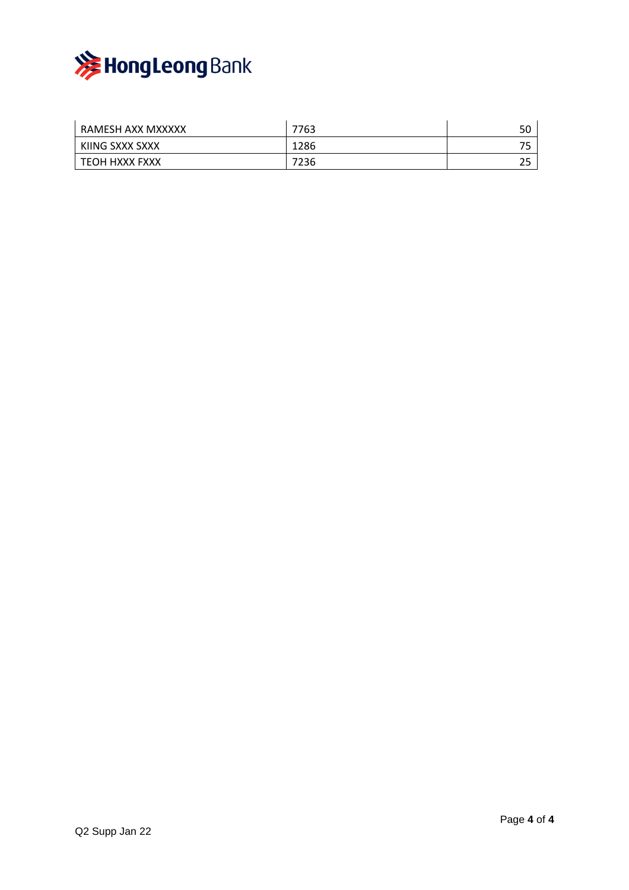| | | |
|---|---|---|
| RAMESH AXX MXXXXX | 7763 | 50 |
| KIING SXXX SXXX | 1286 | 75 |
| TEOH HXXX FXXX | 7236 | 25 |

Q2 Supp Jan 22